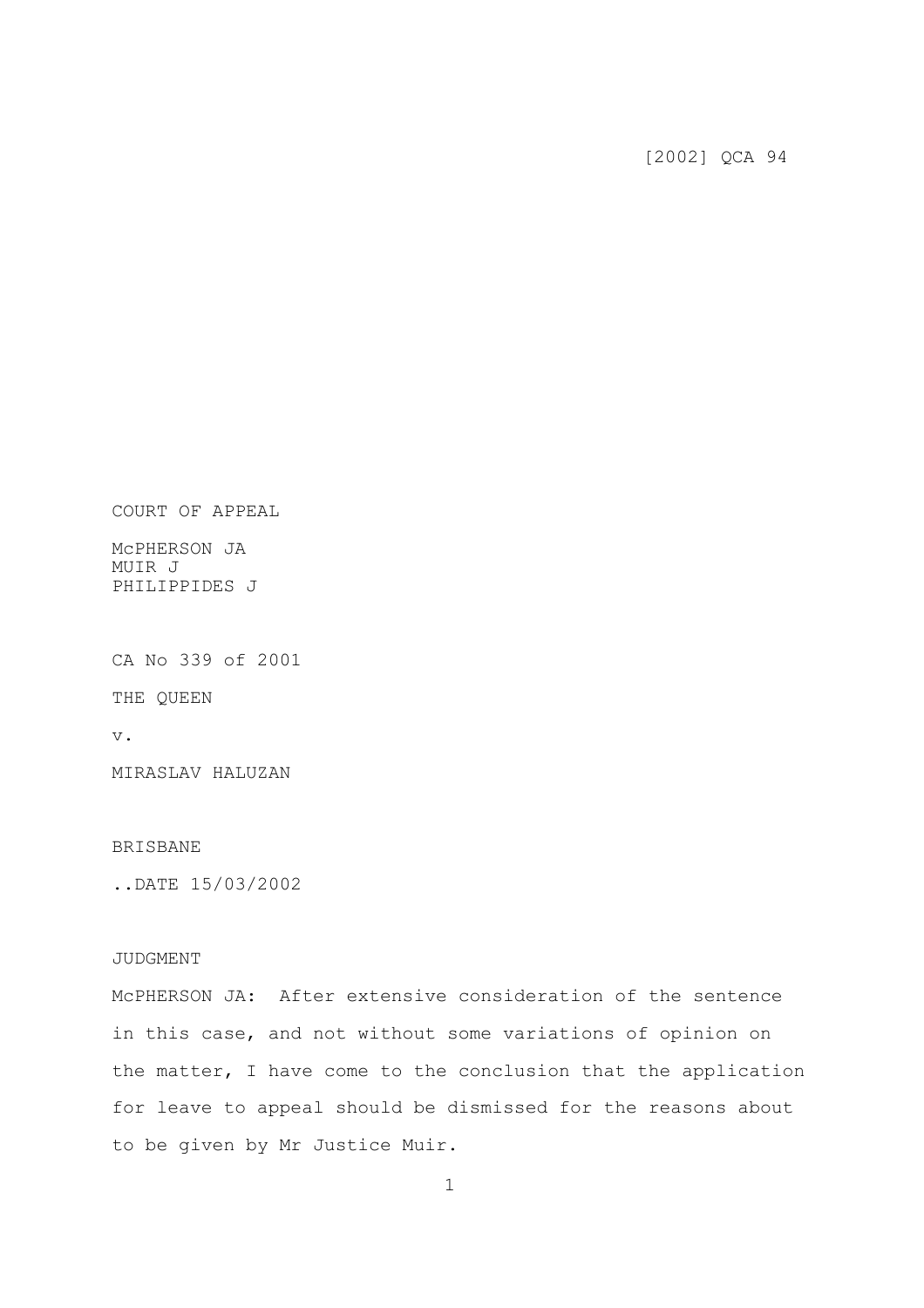[2002] QCA 94

COURT OF APPEAL

McPHERSON JA
MUIR J
PHILIPPIDES J

CA No 339 of 2001

THE QUEEN

v.

MIRASLAV HALUZAN

BRISBANE

..DATE 15/03/2002

JUDGMENT

McPHERSON JA: After extensive consideration of the sentence in this case, and not without some variations of opinion on the matter, I have come to the conclusion that the application for leave to appeal should be dismissed for the reasons about to be given by Mr Justice Muir.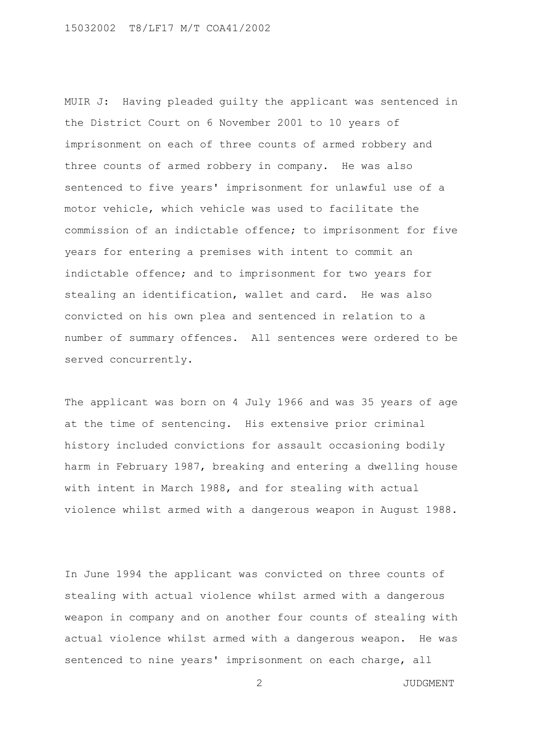MUIR J: Having pleaded guilty the applicant was sentenced in the District Court on 6 November 2001 to 10 years of imprisonment on each of three counts of armed robbery and three counts of armed robbery in company. He was also sentenced to five years' imprisonment for unlawful use of a motor vehicle, which vehicle was used to facilitate the commission of an indictable offence; to imprisonment for five years for entering a premises with intent to commit an indictable offence; and to imprisonment for two years for stealing an identification, wallet and card. He was also convicted on his own plea and sentenced in relation to a number of summary offences. All sentences were ordered to be served concurrently.

The applicant was born on 4 July 1966 and was 35 years of age at the time of sentencing. His extensive prior criminal history included convictions for assault occasioning bodily harm in February 1987, breaking and entering a dwelling house with intent in March 1988, and for stealing with actual violence whilst armed with a dangerous weapon in August 1988.

In June 1994 the applicant was convicted on three counts of stealing with actual violence whilst armed with a dangerous weapon in company and on another four counts of stealing with actual violence whilst armed with a dangerous weapon. He was sentenced to nine years' imprisonment on each charge, all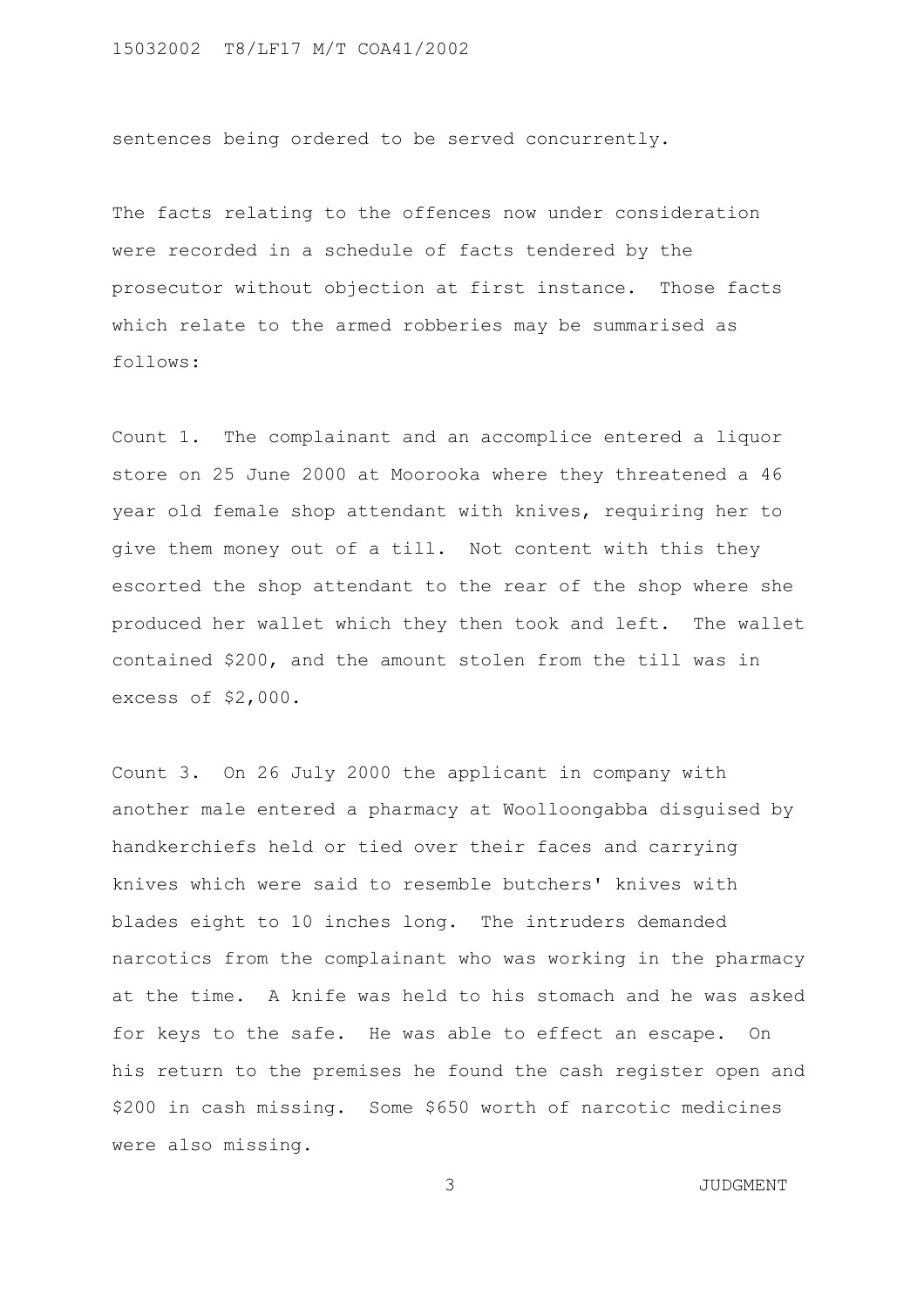sentences being ordered to be served concurrently.

The facts relating to the offences now under consideration were recorded in a schedule of facts tendered by the prosecutor without objection at first instance. Those facts which relate to the armed robberies may be summarised as follows:

Count 1. The complainant and an accomplice entered a liquor store on 25 June 2000 at Moorooka where they threatened a 46 year old female shop attendant with knives, requiring her to give them money out of a till. Not content with this they escorted the shop attendant to the rear of the shop where she produced her wallet which they then took and left. The wallet contained $200, and the amount stolen from the till was in excess of $2,000.

Count 3. On 26 July 2000 the applicant in company with another male entered a pharmacy at Woolloongabba disguised by handkerchiefs held or tied over their faces and carrying knives which were said to resemble butchers' knives with blades eight to 10 inches long. The intruders demanded narcotics from the complainant who was working in the pharmacy at the time. A knife was held to his stomach and he was asked for keys to the safe. He was able to effect an escape. On his return to the premises he found the cash register open and $200 in cash missing. Some $650 worth of narcotic medicines were also missing.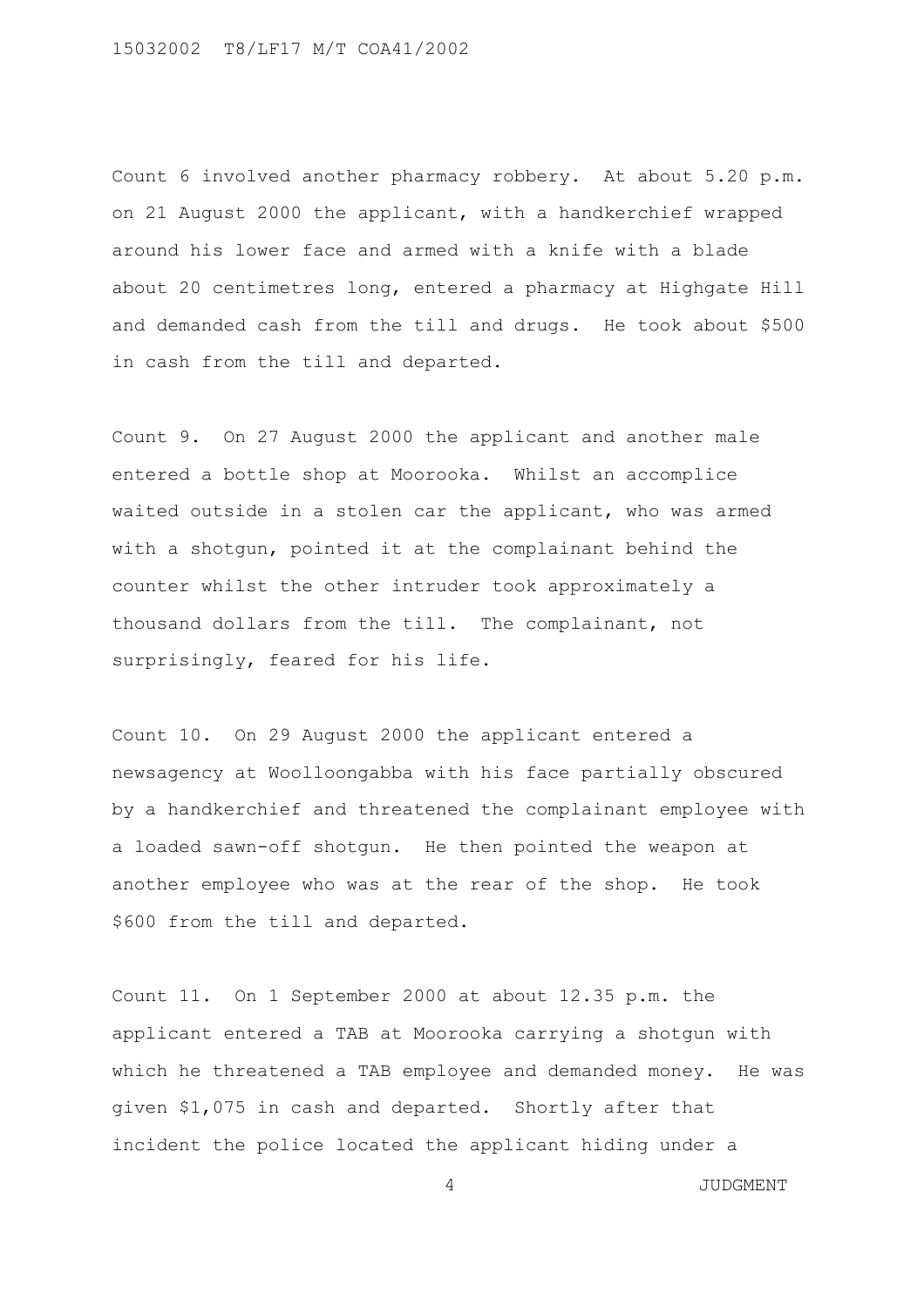Count 6 involved another pharmacy robbery. At about 5.20 p.m. on 21 August 2000 the applicant, with a handkerchief wrapped around his lower face and armed with a knife with a blade about 20 centimetres long, entered a pharmacy at Highgate Hill and demanded cash from the till and drugs. He took about $500 in cash from the till and departed.

Count 9. On 27 August 2000 the applicant and another male entered a bottle shop at Moorooka. Whilst an accomplice waited outside in a stolen car the applicant, who was armed with a shotgun, pointed it at the complainant behind the counter whilst the other intruder took approximately a thousand dollars from the till. The complainant, not surprisingly, feared for his life.

Count 10. On 29 August 2000 the applicant entered a newsagency at Woolloongabba with his face partially obscured by a handkerchief and threatened the complainant employee with a loaded sawn-off shotgun. He then pointed the weapon at another employee who was at the rear of the shop. He took $600 from the till and departed.

Count 11. On 1 September 2000 at about 12.35 p.m. the applicant entered a TAB at Moorooka carrying a shotgun with which he threatened a TAB employee and demanded money. He was given $1,075 in cash and departed. Shortly after that incident the police located the applicant hiding under a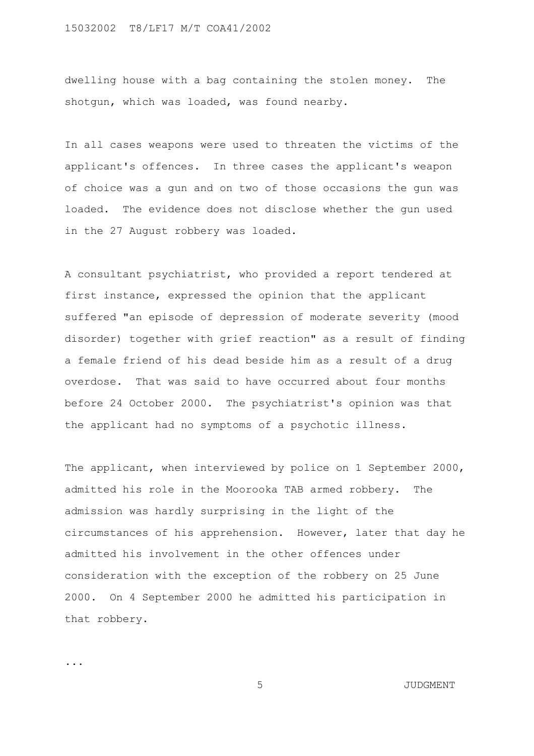dwelling house with a bag containing the stolen money. The shotgun, which was loaded, was found nearby.

In all cases weapons were used to threaten the victims of the applicant's offences. In three cases the applicant's weapon of choice was a gun and on two of those occasions the gun was loaded. The evidence does not disclose whether the gun used in the 27 August robbery was loaded.

A consultant psychiatrist, who provided a report tendered at first instance, expressed the opinion that the applicant suffered "an episode of depression of moderate severity (mood disorder) together with grief reaction" as a result of finding a female friend of his dead beside him as a result of a drug overdose. That was said to have occurred about four months before 24 October 2000. The psychiatrist's opinion was that the applicant had no symptoms of a psychotic illness.

The applicant, when interviewed by police on 1 September 2000, admitted his role in the Moorooka TAB armed robbery. The admission was hardly surprising in the light of the circumstances of his apprehension. However, later that day he admitted his involvement in the other offences under consideration with the exception of the robbery on 25 June 2000. On 4 September 2000 he admitted his participation in that robbery.

...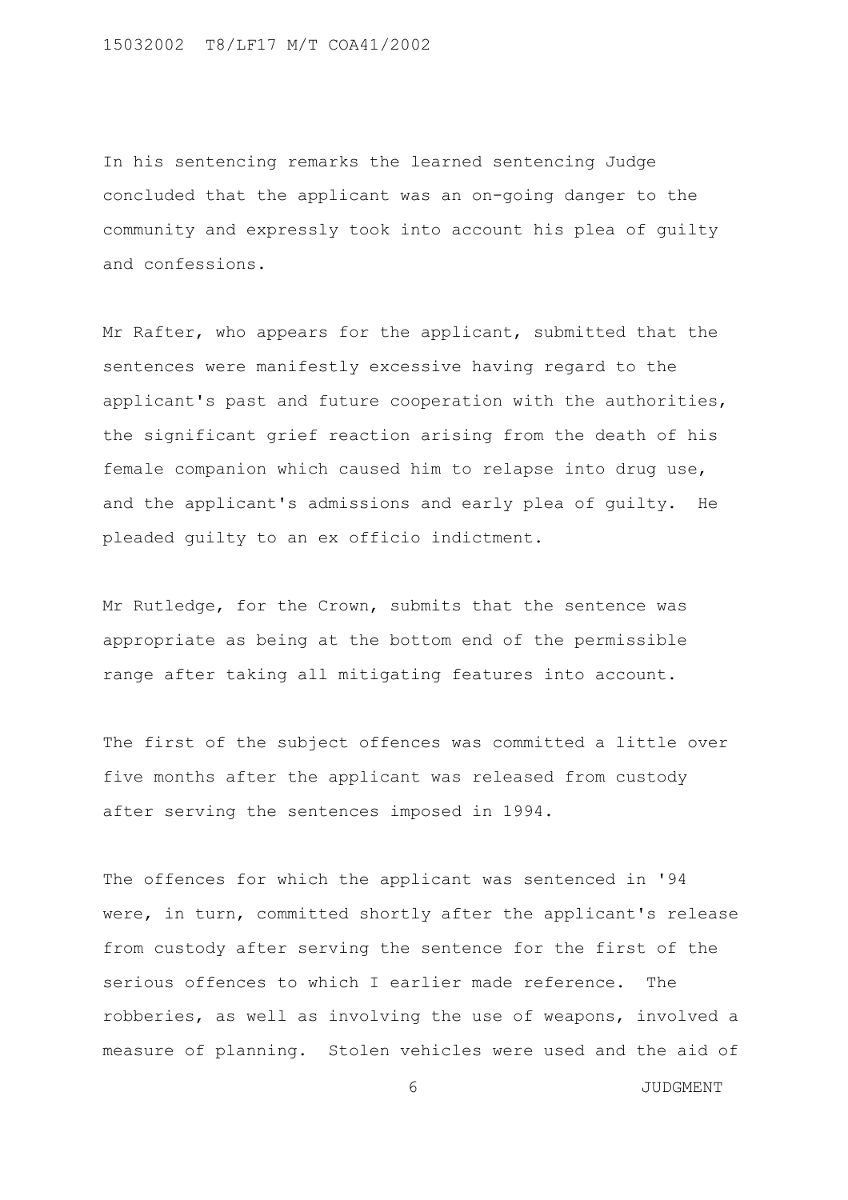In his sentencing remarks the learned sentencing Judge concluded that the applicant was an on-going danger to the community and expressly took into account his plea of guilty and confessions.

Mr Rafter, who appears for the applicant, submitted that the sentences were manifestly excessive having regard to the applicant's past and future cooperation with the authorities, the significant grief reaction arising from the death of his female companion which caused him to relapse into drug use, and the applicant's admissions and early plea of guilty. He pleaded guilty to an ex officio indictment.

Mr Rutledge, for the Crown, submits that the sentence was appropriate as being at the bottom end of the permissible range after taking all mitigating features into account.

The first of the subject offences was committed a little over five months after the applicant was released from custody after serving the sentences imposed in 1994.

The offences for which the applicant was sentenced in '94 were, in turn, committed shortly after the applicant's release from custody after serving the sentence for the first of the serious offences to which I earlier made reference. The robberies, as well as involving the use of weapons, involved a measure of planning. Stolen vehicles were used and the aid of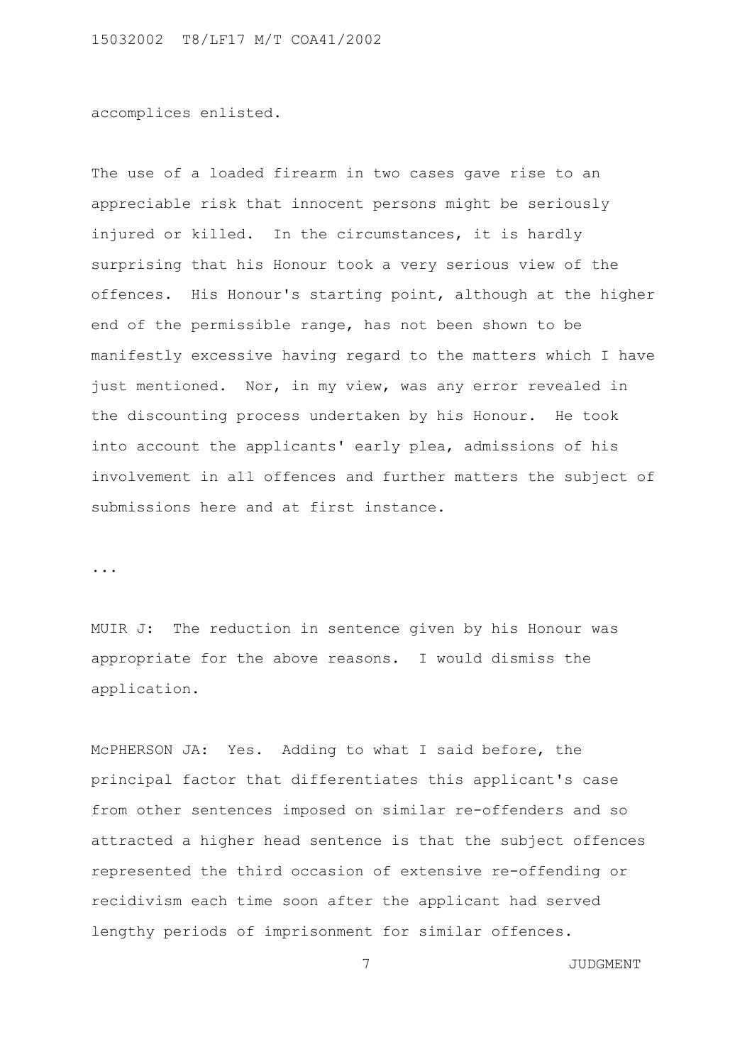accomplices enlisted.

The use of a loaded firearm in two cases gave rise to an appreciable risk that innocent persons might be seriously injured or killed. In the circumstances, it is hardly surprising that his Honour took a very serious view of the offences. His Honour's starting point, although at the higher end of the permissible range, has not been shown to be manifestly excessive having regard to the matters which I have just mentioned. Nor, in my view, was any error revealed in the discounting process undertaken by his Honour. He took into account the applicants' early plea, admissions of his involvement in all offences and further matters the subject of submissions here and at first instance.

...

MUIR J: The reduction in sentence given by his Honour was appropriate for the above reasons. I would dismiss the application.

McPHERSON JA: Yes. Adding to what I said before, the principal factor that differentiates this applicant's case from other sentences imposed on similar re-offenders and so attracted a higher head sentence is that the subject offences represented the third occasion of extensive re-offending or recidivism each time soon after the applicant had served lengthy periods of imprisonment for similar offences.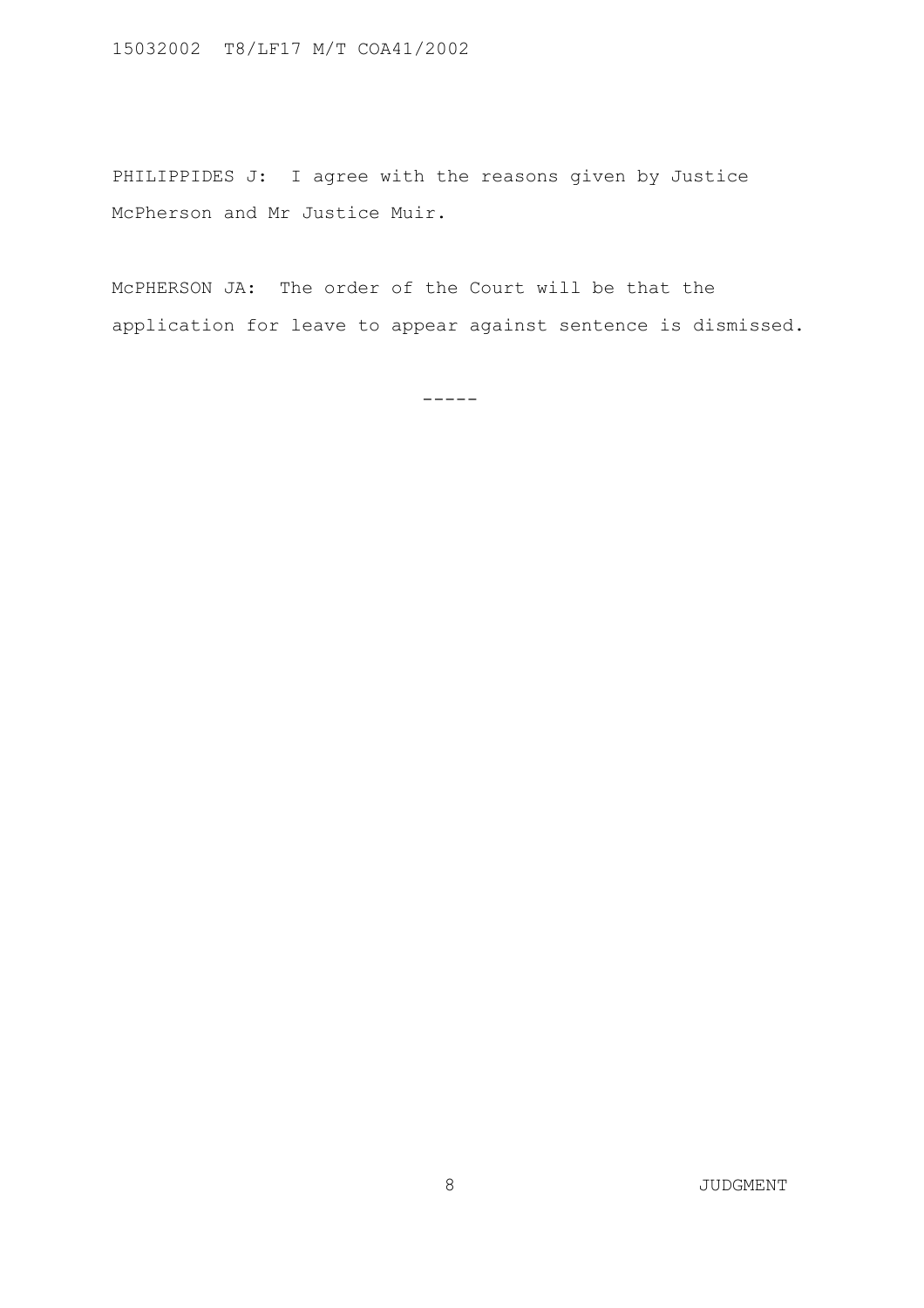PHILIPPIDES J: I agree with the reasons given by Justice McPherson and Mr Justice Muir.

McPHERSON JA: The order of the Court will be that the application for leave to appear against sentence is dismissed.

-----